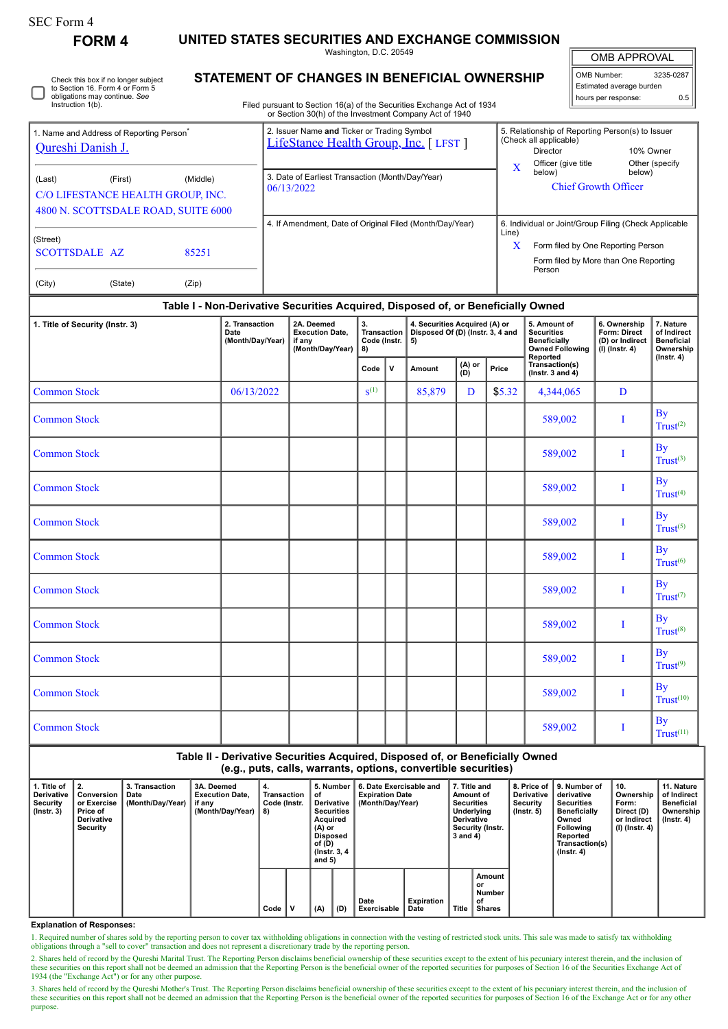SEC Form 4

# FORM 4

## UNITED STATES SECURITIES AND EXCHANGE COMMISSION

Washington, D.C. 20549

## STATEMENT OF CHANGES IN BENEFICIAL OWNERSHIP

Filed pursuant to Section 16(a) of the Securities Exchange Act of 1934 or Section 30(h) of the Investment Company Act of 1940

| OMB APPROVAL | |
|---|---|
| OMB Number: | 3235-0287 |
| Estimated average burden | |
| hours per response: | 0.5 |

☐ Check this box if no longer subject to Section 16. Form 4 or Form 5 obligations may continue. *See* Instruction 1(b).

| 1. Name and Address of Reporting Person* | 2. Issuer Name **and** Ticker or Trading Symbol | 5. Relationship of Reporting Person(s) to Issuer (Check all applicable) |
|---|---|---|
| Qureshi Danish J. | LifeStance Health Group, Inc. [ LFST ] | Director; 10% Owner; X Officer (give title below); Other (specify below) |
| (Last) (First) (Middle) C/O LIFESTANCE HEALTH GROUP, INC. 4800 N. SCOTTSDALE ROAD, SUITE 6000 | 3. Date of Earliest Transaction (Month/Day/Year) 06/13/2022 | Chief Growth Officer |
| (Street) SCOTTSDALE AZ 85251 (City) (State) (Zip) | 4. If Amendment, Date of Original Filed (Month/Day/Year) | 6. Individual or Joint/Group Filing (Check Applicable Line) X Form filed by One Reporting Person; Form filed by More than One Reporting Person |

### Table I - Non-Derivative Securities Acquired, Disposed of, or Beneficially Owned

| 1. Title of Security (Instr. 3) | 2. Transaction Date (Month/Day/Year) | 2A. Deemed Execution Date, if any (Month/Day/Year) | 3. Transaction Code (Instr. 8) | | 4. Securities Acquired (A) or Disposed Of (D) (Instr. 3, 4 and 5) | | | 5. Amount of Securities Beneficially Owned Following Reported Transaction(s) (Instr. 3 and 4) | 6. Ownership Form: Direct (D) or Indirect (I) (Instr. 4) | 7. Nature of Indirect Beneficial Ownership (Instr. 4) |
|---|---|---|---|---|---|---|---|---|---|---|
| | | | Code | V | Amount | (A) or (D) | Price | | | |
| Common Stock | 06/13/2022 | | S[1] | | 85,879 | D | $5.32 | 4,344,065 | D | |
| Common Stock | | | | | | | | 589,002 | I | By Trust[2] |
| Common Stock | | | | | | | | 589,002 | I | By Trust[3] |
| Common Stock | | | | | | | | 589,002 | I | By Trust[4] |
| Common Stock | | | | | | | | 589,002 | I | By Trust[5] |
| Common Stock | | | | | | | | 589,002 | I | By Trust[6] |
| Common Stock | | | | | | | | 589,002 | I | By Trust[7] |
| Common Stock | | | | | | | | 589,002 | I | By Trust[8] |
| Common Stock | | | | | | | | 589,002 | I | By Trust[9] |
| Common Stock | | | | | | | | 589,002 | I | By Trust[10] |
| Common Stock | | | | | | | | 589,002 | I | By Trust[11] |

### Table II - Derivative Securities Acquired, Disposed of, or Beneficially Owned (e.g., puts, calls, warrants, options, convertible securities)

| 1. Title of Derivative Security (Instr. 3) | 2. Conversion or Exercise Price of Derivative Security | 3. Transaction Date (Month/Day/Year) | 3A. Deemed Execution Date, if any (Month/Day/Year) | 4. Transaction Code (Instr. 8) | | 5. Number of Derivative Securities Acquired (A) or Disposed of (D) (Instr. 3, 4 and 5) | | 6. Date Exercisable and Expiration Date (Month/Day/Year) | | 7. Title and Amount of Securities Underlying Derivative Security (Instr. 3 and 4) | | 8. Price of Derivative Security (Instr. 5) | 9. Number of derivative Securities Beneficially Owned Following Reported Transaction(s) (Instr. 4) | 10. Ownership Form: Direct (D) or Indirect (I) (Instr. 4) | 11. Nature of Indirect Beneficial Ownership (Instr. 4) |
|---|---|---|---|---|---|---|---|---|---|---|---|---|---|---|---|
| | | | | Code | V | (A) | (D) | Date Exercisable | Expiration Date | Title | Amount or Number of Shares | | | | |

**Explanation of Responses:**

1. Required number of shares sold by the reporting person to cover tax withholding obligations in connection with the vesting of restricted stock units. This sale was made to satisfy tax withholding obligations through a "sell to cover" transaction and does not represent a discretionary trade by the reporting person.

2. Shares held of record by the Qureshi Marital Trust. The Reporting Person disclaims beneficial ownership of these securities except to the extent of his pecuniary interest therein, and the inclusion of these securities on this report shall not be deemed an admission that the Reporting Person is the beneficial owner of the reported securities for purposes of Section 16 of the Securities Exchange Act of 1934 (the "Exchange Act") or for any other purpose.

3. Shares held of record by the Qureshi Mother's Trust. The Reporting Person disclaims beneficial ownership of these securities except to the extent of his pecuniary interest therein, and the inclusion of these securities on this report shall not be deemed an admission that the Reporting Person is the beneficial owner of the reported securities for purposes of Section 16 of the Exchange Act or for any other purpose.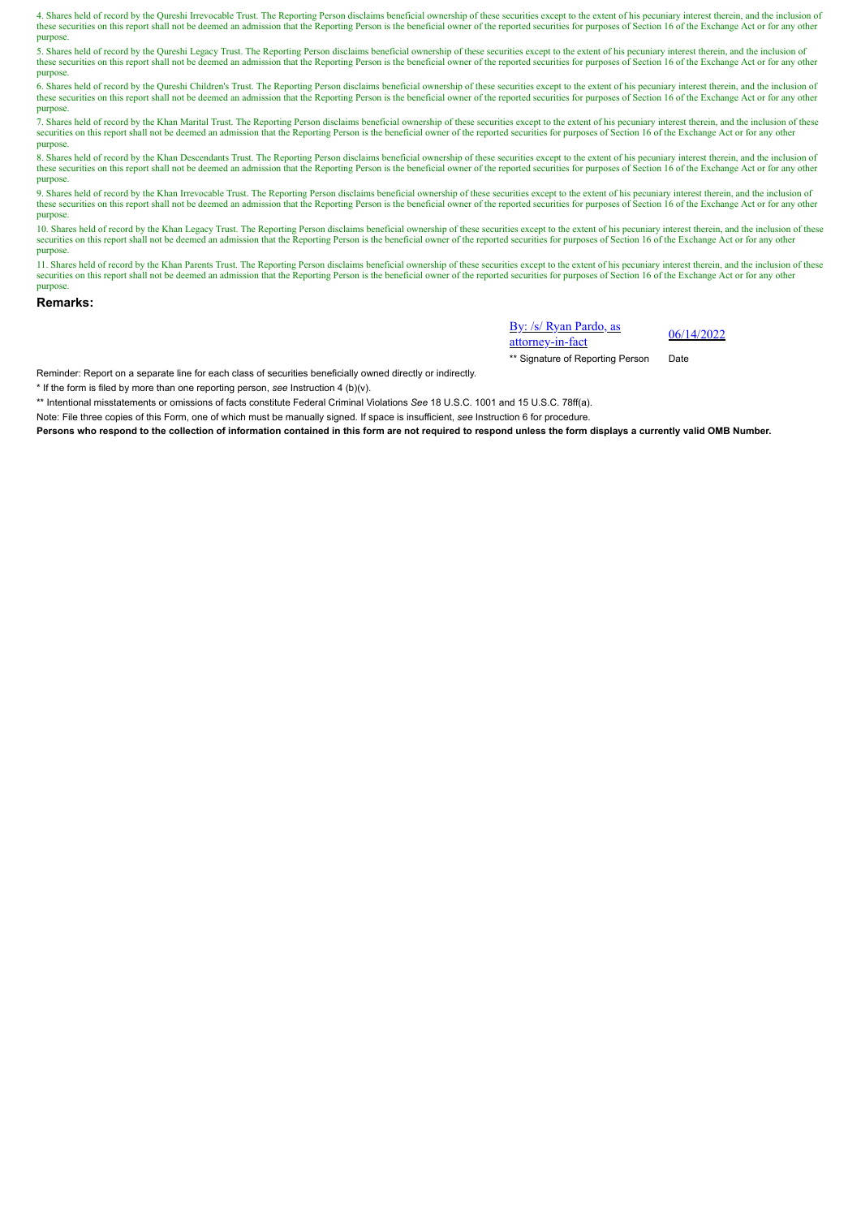4. Shares held of record by the Qureshi Irrevocable Trust. The Reporting Person disclaims beneficial ownership of these securities except to the extent of his pecuniary interest therein, and the inclusion of these securities on this report shall not be deemed an admission that the Reporting Person is the beneficial owner of the reported securities for purposes of Section 16 of the Exchange Act or for any other purpose.

5. Shares held of record by the Qureshi Legacy Trust. The Reporting Person disclaims beneficial ownership of these securities except to the extent of his pecuniary interest therein, and the inclusion of these securities on this report shall not be deemed an admission that the Reporting Person is the beneficial owner of the reported securities for purposes of Section 16 of the Exchange Act or for any other purpose.

6. Shares held of record by the Qureshi Children's Trust. The Reporting Person disclaims beneficial ownership of these securities except to the extent of his pecuniary interest therein, and the inclusion of these securities on this report shall not be deemed an admission that the Reporting Person is the beneficial owner of the reported securities for purposes of Section 16 of the Exchange Act or for any other purpose.

7. Shares held of record by the Khan Marital Trust. The Reporting Person disclaims beneficial ownership of these securities except to the extent of his pecuniary interest therein, and the inclusion of these securities on this report shall not be deemed an admission that the Reporting Person is the beneficial owner of the reported securities for purposes of Section 16 of the Exchange Act or for any other purpose.

8. Shares held of record by the Khan Descendants Trust. The Reporting Person disclaims beneficial ownership of these securities except to the extent of his pecuniary interest therein, and the inclusion of these securities on this report shall not be deemed an admission that the Reporting Person is the beneficial owner of the reported securities for purposes of Section 16 of the Exchange Act or for any other purpose.

9. Shares held of record by the Khan Irrevocable Trust. The Reporting Person disclaims beneficial ownership of these securities except to the extent of his pecuniary interest therein, and the inclusion of these securities on this report shall not be deemed an admission that the Reporting Person is the beneficial owner of the reported securities for purposes of Section 16 of the Exchange Act or for any other purpose.

10. Shares held of record by the Khan Legacy Trust. The Reporting Person disclaims beneficial ownership of these securities except to the extent of his pecuniary interest therein, and the inclusion of these securities on this report shall not be deemed an admission that the Reporting Person is the beneficial owner of the reported securities for purposes of Section 16 of the Exchange Act or for any other purpose.

11. Shares held of record by the Khan Parents Trust. The Reporting Person disclaims beneficial ownership of these securities except to the extent of his pecuniary interest therein, and the inclusion of these securities on this report shall not be deemed an admission that the Reporting Person is the beneficial owner of the reported securities for purposes of Section 16 of the Exchange Act or for any other purpose.

**Remarks:**

| | |
|---|---|
| By: /s/ Ryan Pardo, as attorney-in-fact | 06/14/2022 |
| ** Signature of Reporting Person | Date |

Reminder: Report on a separate line for each class of securities beneficially owned directly or indirectly.

* If the form is filed by more than one reporting person, *see* Instruction 4 (b)(v).

** Intentional misstatements or omissions of facts constitute Federal Criminal Violations *See* 18 U.S.C. 1001 and 15 U.S.C. 78ff(a).

Note: File three copies of this Form, one of which must be manually signed. If space is insufficient, *see* Instruction 6 for procedure.

**Persons who respond to the collection of information contained in this form are not required to respond unless the form displays a currently valid OMB Number.**